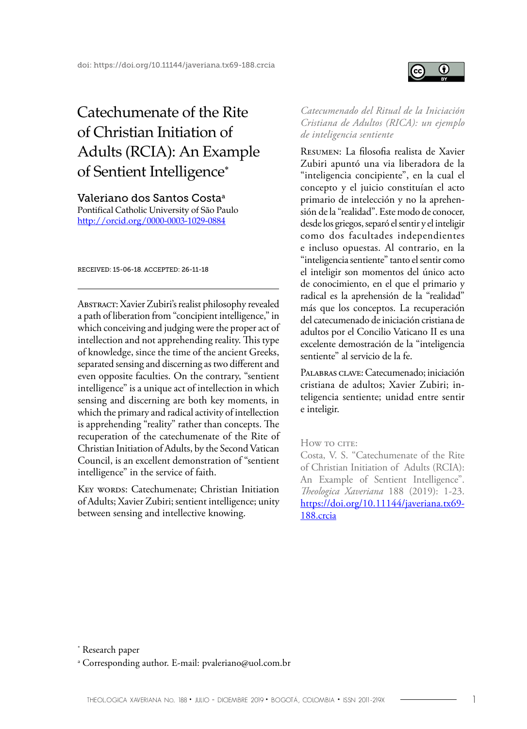doi: https://doi.org/10.11144/javeriana.tx69-188.crcia

# Catechumenate of the Rite of Christian Initiation of Adults (RCIA): An Example of Sentient Intelligence[*]

**Valeriano dos Santos Costa**[a]
Pontifical Catholic University of São Paulo
http://orcid.org/0000-0003-1029-0884

RECEIVED: 15-06-18. ACCEPTED: 26-11-18

Abstract: Xavier Zubiri's realist philosophy revealed a path of liberation from "concipient intelligence," in which conceiving and judging were the proper act of intellection and not apprehending reality. This type of knowledge, since the time of the ancient Greeks, separated sensing and discerning as two different and even opposite faculties. On the contrary, "sentient intelligence" is a unique act of intellection in which sensing and discerning are both key moments, in which the primary and radical activity of intellection is apprehending "reality" rather than concepts. The recuperation of the catechumenate of the Rite of Christian Initiation of Adults, by the Second Vatican Council, is an excellent demonstration of "sentient intelligence" in the service of faith.

Key words: Catechumenate; Christian Initiation of Adults; Xavier Zubiri; sentient intelligence; unity between sensing and intellective knowing.

*Catecumenado del Ritual de la Iniciación Cristiana de Adultos (RICA): un ejemplo de inteligencia sentiente*

Resumen: La filosofía realista de Xavier Zubiri apuntó una vía liberadora de la "inteligencia concipiente", en la cual el concepto y el juicio constituían el acto primario de intelección y no la aprehensión de la "realidad". Este modo de conocer, desde los griegos, separó el sentir y el inteligir como dos facultades independientes e incluso opuestas. Al contrario, en la "inteligencia sentiente" tanto el sentir como el inteligir son momentos del único acto de conocimiento, en el que el primario y radical es la aprehensión de la "realidad" más que los conceptos. La recuperación del catecumenado de iniciación cristiana de adultos por el Concilio Vaticano II es una excelente demostración de la "inteligencia sentiente" al servicio de la fe.

Palabras clave: Catecumenado; iniciación cristiana de adultos; Xavier Zubiri; inteligencia sentiente; unidad entre sentir e inteligir.

How to cite:
Costa, V. S. "Catechumenate of the Rite of Christian Initiation of Adults (RCIA): An Example of Sentient Intelligence". *Theologica Xaveriana* 188 (2019): 1-23. https://doi.org/10.11144/javeriana.tx69-188.crcia

[*] Research paper

[a] Corresponding author. E-mail: pvaleriano@uol.com.br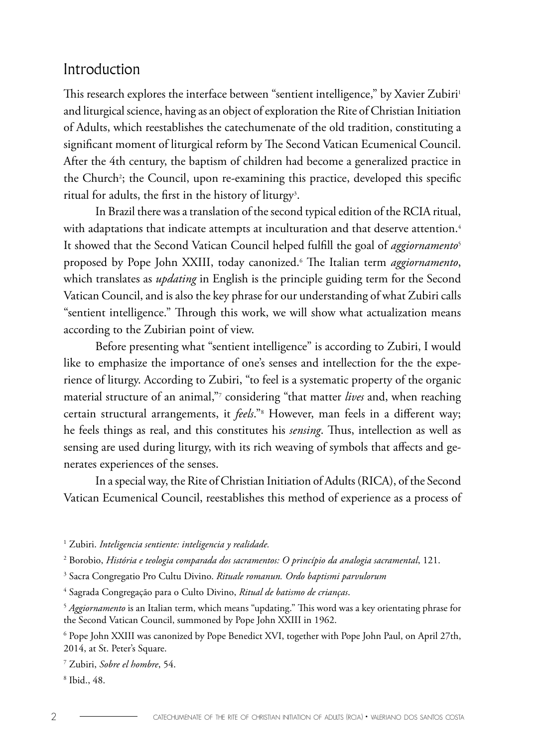## Introduction

This research explores the interface between "sentient intelligence," by Xavier Zubiri[1] and liturgical science, having as an object of exploration the Rite of Christian Initiation of Adults, which reestablishes the catechumenate of the old tradition, constituting a significant moment of liturgical reform by The Second Vatican Ecumenical Council. After the 4th century, the baptism of children had become a generalized practice in the Church[2]; the Council, upon re-examining this practice, developed this specific ritual for adults, the first in the history of liturgy[3].

In Brazil there was a translation of the second typical edition of the RCIA ritual, with adaptations that indicate attempts at inculturation and that deserve attention.[4] It showed that the Second Vatican Council helped fulfill the goal of *aggiornamento*[5] proposed by Pope John XXIII, today canonized.[6] The Italian term *aggiornamento*, which translates as *updating* in English is the principle guiding term for the Second Vatican Council, and is also the key phrase for our understanding of what Zubiri calls "sentient intelligence." Through this work, we will show what actualization means according to the Zubirian point of view.

Before presenting what "sentient intelligence" is according to Zubiri, I would like to emphasize the importance of one's senses and intellection for the the experience of liturgy. According to Zubiri, "to feel is a systematic property of the organic material structure of an animal,"[7] considering "that matter *lives* and, when reaching certain structural arrangements, it *feels*."[8] However, man feels in a different way; he feels things as real, and this constitutes his *sensing*. Thus, intellection as well as sensing are used during liturgy, with its rich weaving of symbols that affects and generates experiences of the senses.

In a special way, the Rite of Christian Initiation of Adults (RICA), of the Second Vatican Ecumenical Council, reestablishes this method of experience as a process of

[1] Zubiri. *Inteligencia sentiente: inteligencia y realidade.*

[2] Borobio, *História e teologia comparada dos sacramentos: O princípio da analogia sacramental*, 121.

[3] Sacra Congregatio Pro Cultu Divino. *Rituale romanun. Ordo baptismi parvulorum*

[4] Sagrada Congregação para o Culto Divino, *Ritual de batismo de crianças*.

[5] *Aggiornamento* is an Italian term, which means "updating." This word was a key orientating phrase for the Second Vatican Council, summoned by Pope John XXIII in 1962.

[6] Pope John XXIII was canonized by Pope Benedict XVI, together with Pope John Paul, on April 27th, 2014, at St. Peter's Square.

[7] Zubiri, *Sobre el hombre*, 54.

[8] Ibid., 48.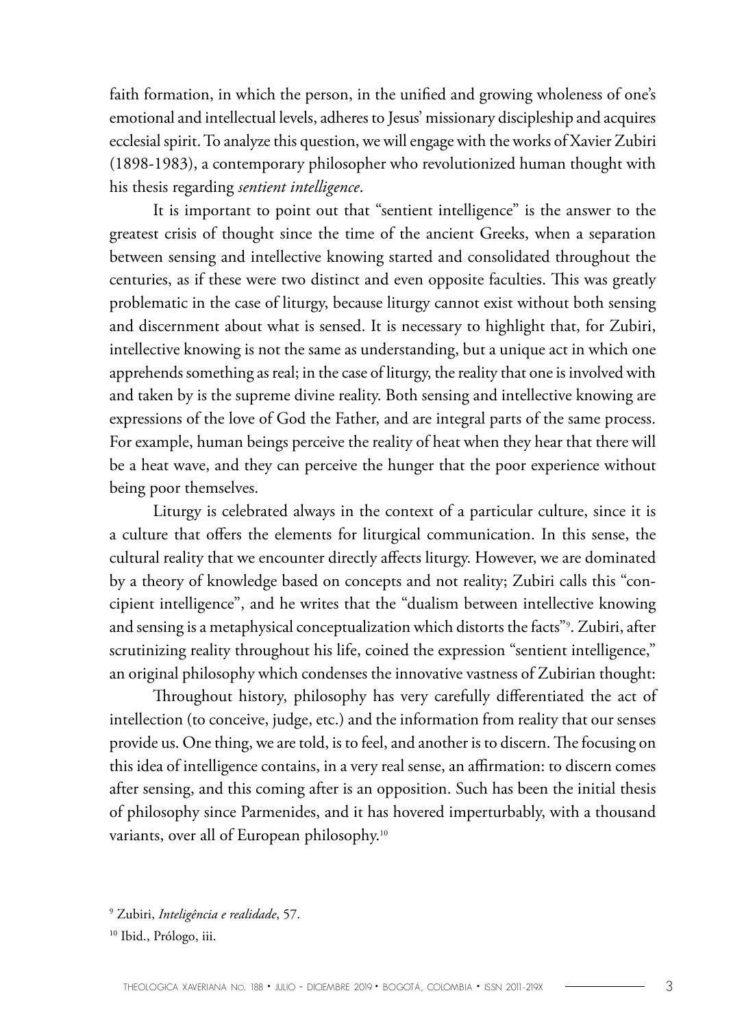faith formation, in which the person, in the unified and growing wholeness of one's emotional and intellectual levels, adheres to Jesus' missionary discipleship and acquires ecclesial spirit. To analyze this question, we will engage with the works of Xavier Zubiri (1898-1983), a contemporary philosopher who revolutionized human thought with his thesis regarding *sentient intelligence*.

It is important to point out that "sentient intelligence" is the answer to the greatest crisis of thought since the time of the ancient Greeks, when a separation between sensing and intellective knowing started and consolidated throughout the centuries, as if these were two distinct and even opposite faculties. This was greatly problematic in the case of liturgy, because liturgy cannot exist without both sensing and discernment about what is sensed. It is necessary to highlight that, for Zubiri, intellective knowing is not the same as understanding, but a unique act in which one apprehends something as real; in the case of liturgy, the reality that one is involved with and taken by is the supreme divine reality. Both sensing and intellective knowing are expressions of the love of God the Father, and are integral parts of the same process. For example, human beings perceive the reality of heat when they hear that there will be a heat wave, and they can perceive the hunger that the poor experience without being poor themselves.

Liturgy is celebrated always in the context of a particular culture, since it is a culture that offers the elements for liturgical communication. In this sense, the cultural reality that we encounter directly affects liturgy. However, we are dominated by a theory of knowledge based on concepts and not reality; Zubiri calls this "concipient intelligence", and he writes that the "dualism between intellective knowing and sensing is a metaphysical conceptualization which distorts the facts"[9]. Zubiri, after scrutinizing reality throughout his life, coined the expression "sentient intelligence," an original philosophy which condenses the innovative vastness of Zubirian thought:

Throughout history, philosophy has very carefully differentiated the act of intellection (to conceive, judge, etc.) and the information from reality that our senses provide us. One thing, we are told, is to feel, and another is to discern. The focusing on this idea of intelligence contains, in a very real sense, an affirmation: to discern comes after sensing, and this coming after is an opposition. Such has been the initial thesis of philosophy since Parmenides, and it has hovered imperturbably, with a thousand variants, over all of European philosophy.[10]

[9] Zubiri, *Inteligência e realidade*, 57.

[10] Ibid., Prólogo, iii.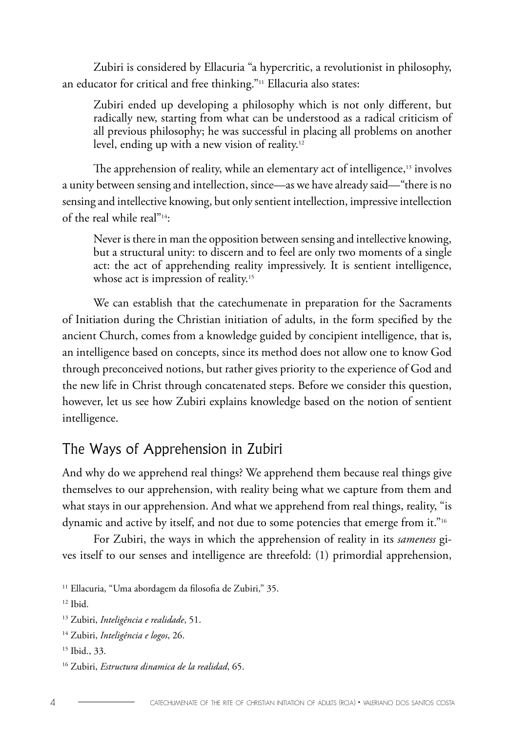Zubiri is considered by Ellacuria “a hypercritic, a revolutionist in philosophy, an educator for critical and free thinking.”[11] Ellacuria also states:

> Zubiri ended up developing a philosophy which is not only different, but radically new, starting from what can be understood as a radical criticism of all previous philosophy; he was successful in placing all problems on another level, ending up with a new vision of reality.[12]

The apprehension of reality, while an elementary act of intelligence,[13] involves a unity between sensing and intellection, since—as we have already said—“there is no sensing and intellective knowing, but only sentient intellection, impressive intellection of the real while real”[14]:

> Never is there in man the opposition between sensing and intellective knowing, but a structural unity: to discern and to feel are only two moments of a single act: the act of apprehending reality impressively. It is sentient intelligence, whose act is impression of reality.[15]

We can establish that the catechumenate in preparation for the Sacraments of Initiation during the Christian initiation of adults, in the form specified by the ancient Church, comes from a knowledge guided by concipient intelligence, that is, an intelligence based on concepts, since its method does not allow one to know God through preconceived notions, but rather gives priority to the experience of God and the new life in Christ through concatenated steps. Before we consider this question, however, let us see how Zubiri explains knowledge based on the notion of sentient intelligence.

## The Ways of Apprehension in Zubiri

And why do we apprehend real things? We apprehend them because real things give themselves to our apprehension, with reality being what we capture from them and what stays in our apprehension. And what we apprehend from real things, reality, “is dynamic and active by itself, and not due to some potencies that emerge from it.”[16]

For Zubiri, the ways in which the apprehension of reality in its *sameness* gives itself to our senses and intelligence are threefold: (1) primordial apprehension,

[11] Ellacuria, “Uma abordagem da filosofia de Zubiri,” 35.

[12] Ibid.

[13] Zubiri, *Inteligência e realidade*, 51.

[14] Zubiri, *Inteligência e logos*, 26.

[15] Ibid., 33.

[16] Zubiri, *Estructura dinamica de la realidad*, 65.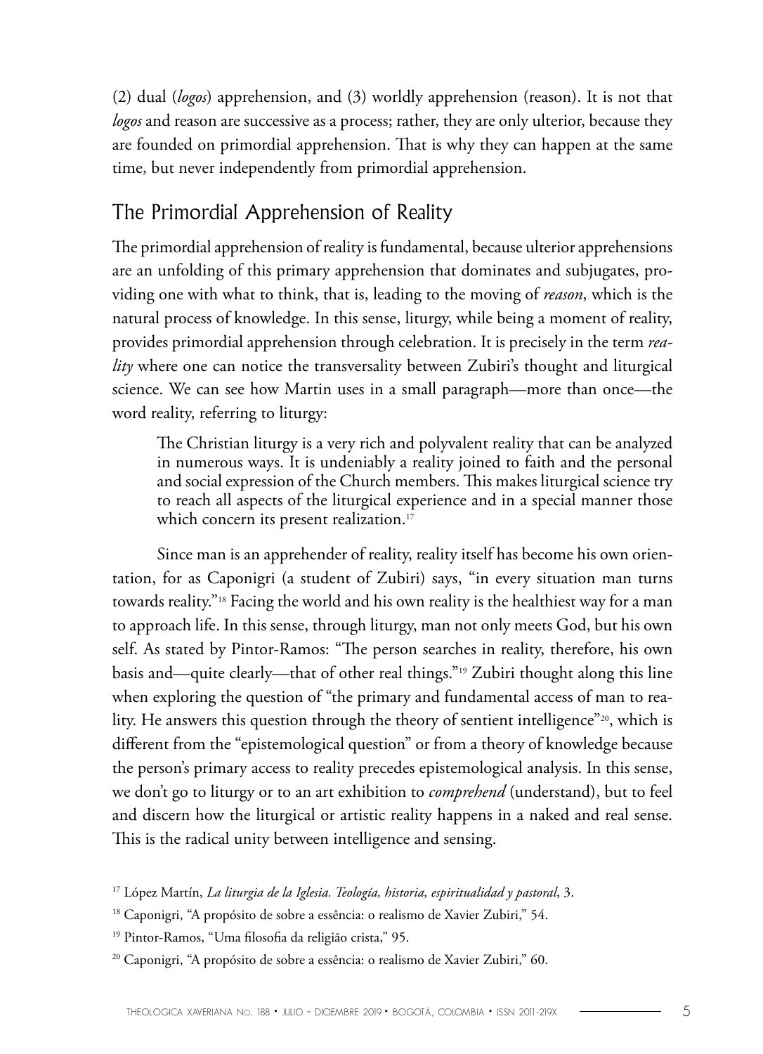(2) dual (*logos*) apprehension, and (3) worldly apprehension (reason). It is not that *logos* and reason are successive as a process; rather, they are only ulterior, because they are founded on primordial apprehension. That is why they can happen at the same time, but never independently from primordial apprehension.

## The Primordial Apprehension of Reality

The primordial apprehension of reality is fundamental, because ulterior apprehensions are an unfolding of this primary apprehension that dominates and subjugates, providing one with what to think, that is, leading to the moving of *reason*, which is the natural process of knowledge. In this sense, liturgy, while being a moment of reality, provides primordial apprehension through celebration. It is precisely in the term *reality* where one can notice the transversality between Zubiri's thought and liturgical science. We can see how Martin uses in a small paragraph—more than once—the word reality, referring to liturgy:

> The Christian liturgy is a very rich and polyvalent reality that can be analyzed in numerous ways. It is undeniably a reality joined to faith and the personal and social expression of the Church members. This makes liturgical science try to reach all aspects of the liturgical experience and in a special manner those which concern its present realization.[17]

Since man is an apprehender of reality, reality itself has become his own orientation, for as Caponigri (a student of Zubiri) says, "in every situation man turns towards reality."[18] Facing the world and his own reality is the healthiest way for a man to approach life. In this sense, through liturgy, man not only meets God, but his own self. As stated by Pintor-Ramos: "The person searches in reality, therefore, his own basis and—quite clearly—that of other real things."[19] Zubiri thought along this line when exploring the question of "the primary and fundamental access of man to reality. He answers this question through the theory of sentient intelligence"[20], which is different from the "epistemological question" or from a theory of knowledge because the person's primary access to reality precedes epistemological analysis. In this sense, we don't go to liturgy or to an art exhibition to *comprehend* (understand), but to feel and discern how the liturgical or artistic reality happens in a naked and real sense. This is the radical unity between intelligence and sensing.

[17] López Martín, *La liturgia de la Iglesia. Teología, historia, espiritualidad y pastoral*, 3.

[18] Caponigri, "A propósito de sobre a essência: o realismo de Xavier Zubiri," 54.

[19] Pintor-Ramos, "Uma filosofia da religião cristã," 95.

[20] Caponigri, "A propósito de sobre a essência: o realismo de Xavier Zubiri," 60.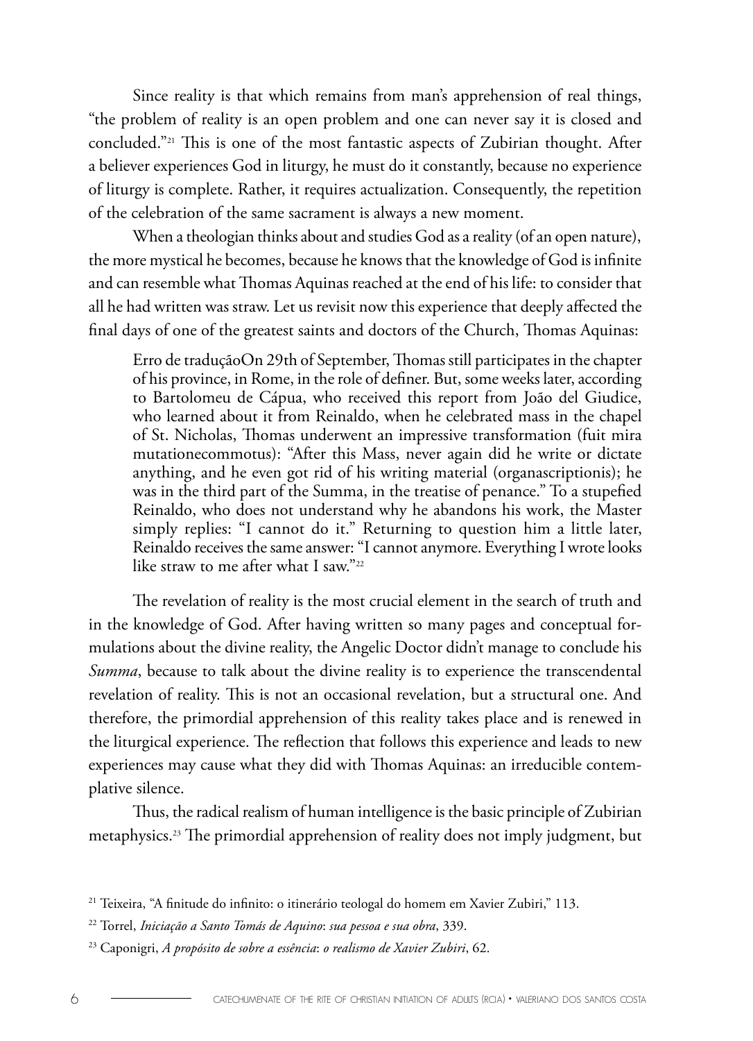Since reality is that which remains from man's apprehension of real things, "the problem of reality is an open problem and one can never say it is closed and concluded."[21] This is one of the most fantastic aspects of Zubirian thought. After a believer experiences God in liturgy, he must do it constantly, because no experience of liturgy is complete. Rather, it requires actualization. Consequently, the repetition of the celebration of the same sacrament is always a new moment.

When a theologian thinks about and studies God as a reality (of an open nature), the more mystical he becomes, because he knows that the knowledge of God is infinite and can resemble what Thomas Aquinas reached at the end of his life: to consider that all he had written was straw. Let us revisit now this experience that deeply affected the final days of one of the greatest saints and doctors of the Church, Thomas Aquinas:

> Erro de traduçãoOn 29th of September, Thomas still participates in the chapter of his province, in Rome, in the role of definer. But, some weeks later, according to Bartolomeu de Cápua, who received this report from João del Giudice, who learned about it from Reinaldo, when he celebrated mass in the chapel of St. Nicholas, Thomas underwent an impressive transformation (fuit mira mutationecommotus): "After this Mass, never again did he write or dictate anything, and he even got rid of his writing material (organascriptionis); he was in the third part of the Summa, in the treatise of penance." To a stupefied Reinaldo, who does not understand why he abandons his work, the Master simply replies: "I cannot do it." Returning to question him a little later, Reinaldo receives the same answer: "I cannot anymore. Everything I wrote looks like straw to me after what I saw."[22]

The revelation of reality is the most crucial element in the search of truth and in the knowledge of God. After having written so many pages and conceptual formulations about the divine reality, the Angelic Doctor didn't manage to conclude his *Summa*, because to talk about the divine reality is to experience the transcendental revelation of reality. This is not an occasional revelation, but a structural one. And therefore, the primordial apprehension of this reality takes place and is renewed in the liturgical experience. The reflection that follows this experience and leads to new experiences may cause what they did with Thomas Aquinas: an irreducible contemplative silence.

Thus, the radical realism of human intelligence is the basic principle of Zubirian metaphysics.[23] The primordial apprehension of reality does not imply judgment, but

[21] Teixeira, "A finitude do infinito: o itinerário teologal do homem em Xavier Zubiri," 113.

[22] Torrel, *Iniciação a Santo Tomás de Aquino*: *sua pessoa e sua obra*, 339.

[23] Caponigri, *A propósito de sobre a essência*: *o realismo de Xavier Zubiri*, 62.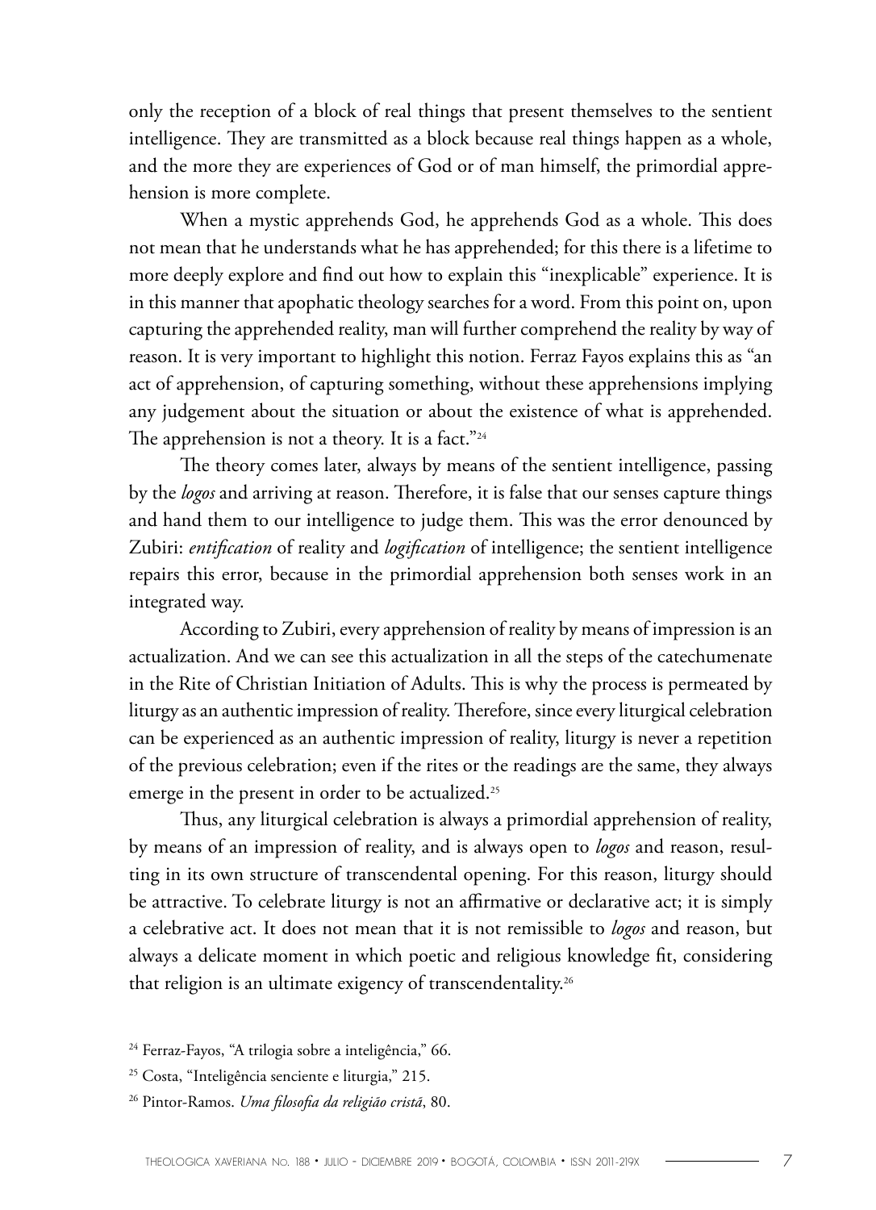only the reception of a block of real things that present themselves to the sentient intelligence. They are transmitted as a block because real things happen as a whole, and the more they are experiences of God or of man himself, the primordial apprehension is more complete.

When a mystic apprehends God, he apprehends God as a whole. This does not mean that he understands what he has apprehended; for this there is a lifetime to more deeply explore and find out how to explain this "inexplicable" experience. It is in this manner that apophatic theology searches for a word. From this point on, upon capturing the apprehended reality, man will further comprehend the reality by way of reason. It is very important to highlight this notion. Ferraz Fayos explains this as "an act of apprehension, of capturing something, without these apprehensions implying any judgement about the situation or about the existence of what is apprehended. The apprehension is not a theory. It is a fact."[24]

The theory comes later, always by means of the sentient intelligence, passing by the *logos* and arriving at reason. Therefore, it is false that our senses capture things and hand them to our intelligence to judge them. This was the error denounced by Zubiri: *entification* of reality and *logification* of intelligence; the sentient intelligence repairs this error, because in the primordial apprehension both senses work in an integrated way.

According to Zubiri, every apprehension of reality by means of impression is an actualization. And we can see this actualization in all the steps of the catechumenate in the Rite of Christian Initiation of Adults. This is why the process is permeated by liturgy as an authentic impression of reality. Therefore, since every liturgical celebration can be experienced as an authentic impression of reality, liturgy is never a repetition of the previous celebration; even if the rites or the readings are the same, they always emerge in the present in order to be actualized.[25]

Thus, any liturgical celebration is always a primordial apprehension of reality, by means of an impression of reality, and is always open to *logos* and reason, resulting in its own structure of transcendental opening. For this reason, liturgy should be attractive. To celebrate liturgy is not an affirmative or declarative act; it is simply a celebrative act. It does not mean that it is not remissible to *logos* and reason, but always a delicate moment in which poetic and religious knowledge fit, considering that religion is an ultimate exigency of transcendentality.[26]

[24] Ferraz-Fayos, "A trilogia sobre a inteligência," 66.

[25] Costa, "Inteligência senciente e liturgia," 215.

[26] Pintor-Ramos. *Uma filosofia da religião cristã*, 80.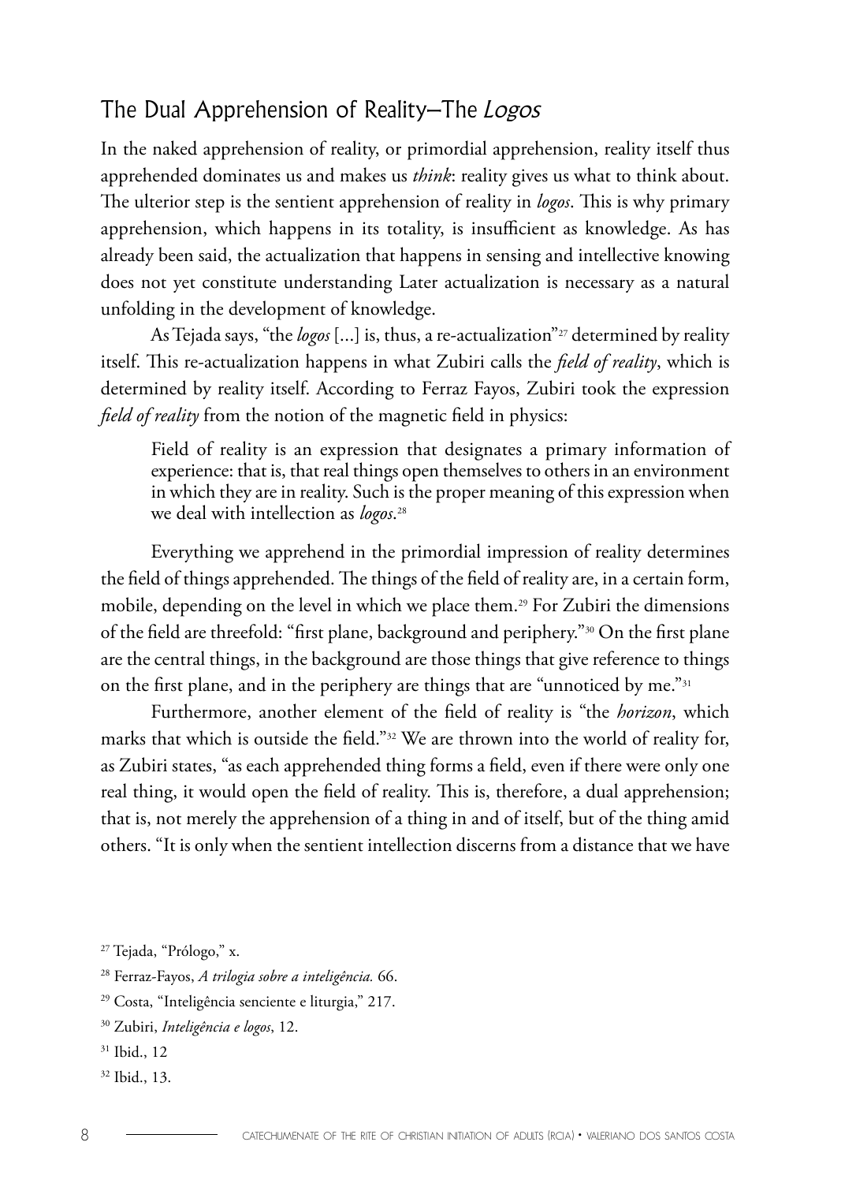## The Dual Apprehension of Reality—The *Logos*

In the naked apprehension of reality, or primordial apprehension, reality itself thus apprehended dominates us and makes us *think*: reality gives us what to think about. The ulterior step is the sentient apprehension of reality in *logos*. This is why primary apprehension, which happens in its totality, is insufficient as knowledge. As has already been said, the actualization that happens in sensing and intellective knowing does not yet constitute understanding Later actualization is necessary as a natural unfolding in the development of knowledge.

As Tejada says, "the *logos* [...] is, thus, a re-actualization"[27] determined by reality itself. This re-actualization happens in what Zubiri calls the *field of reality*, which is determined by reality itself. According to Ferraz Fayos, Zubiri took the expression *field of reality* from the notion of the magnetic field in physics:

> Field of reality is an expression that designates a primary information of experience: that is, that real things open themselves to others in an environment in which they are in reality. Such is the proper meaning of this expression when we deal with intellection as *logos*.[28]

Everything we apprehend in the primordial impression of reality determines the field of things apprehended. The things of the field of reality are, in a certain form, mobile, depending on the level in which we place them.[29] For Zubiri the dimensions of the field are threefold: "first plane, background and periphery."[30] On the first plane are the central things, in the background are those things that give reference to things on the first plane, and in the periphery are things that are "unnoticed by me."[31]

Furthermore, another element of the field of reality is "the *horizon*, which marks that which is outside the field."[32] We are thrown into the world of reality for, as Zubiri states, "as each apprehended thing forms a field, even if there were only one real thing, it would open the field of reality. This is, therefore, a dual apprehension; that is, not merely the apprehension of a thing in and of itself, but of the thing amid others. "It is only when the sentient intellection discerns from a distance that we have

---

[27] Tejada, "Prólogo," x.

[28] Ferraz-Fayos, *A trilogia sobre a inteligência.* 66.

[29] Costa, "Inteligência senciente e liturgia," 217.

[30] Zubiri, *Inteligência e logos*, 12.

[31] Ibid., 12

[32] Ibid., 13.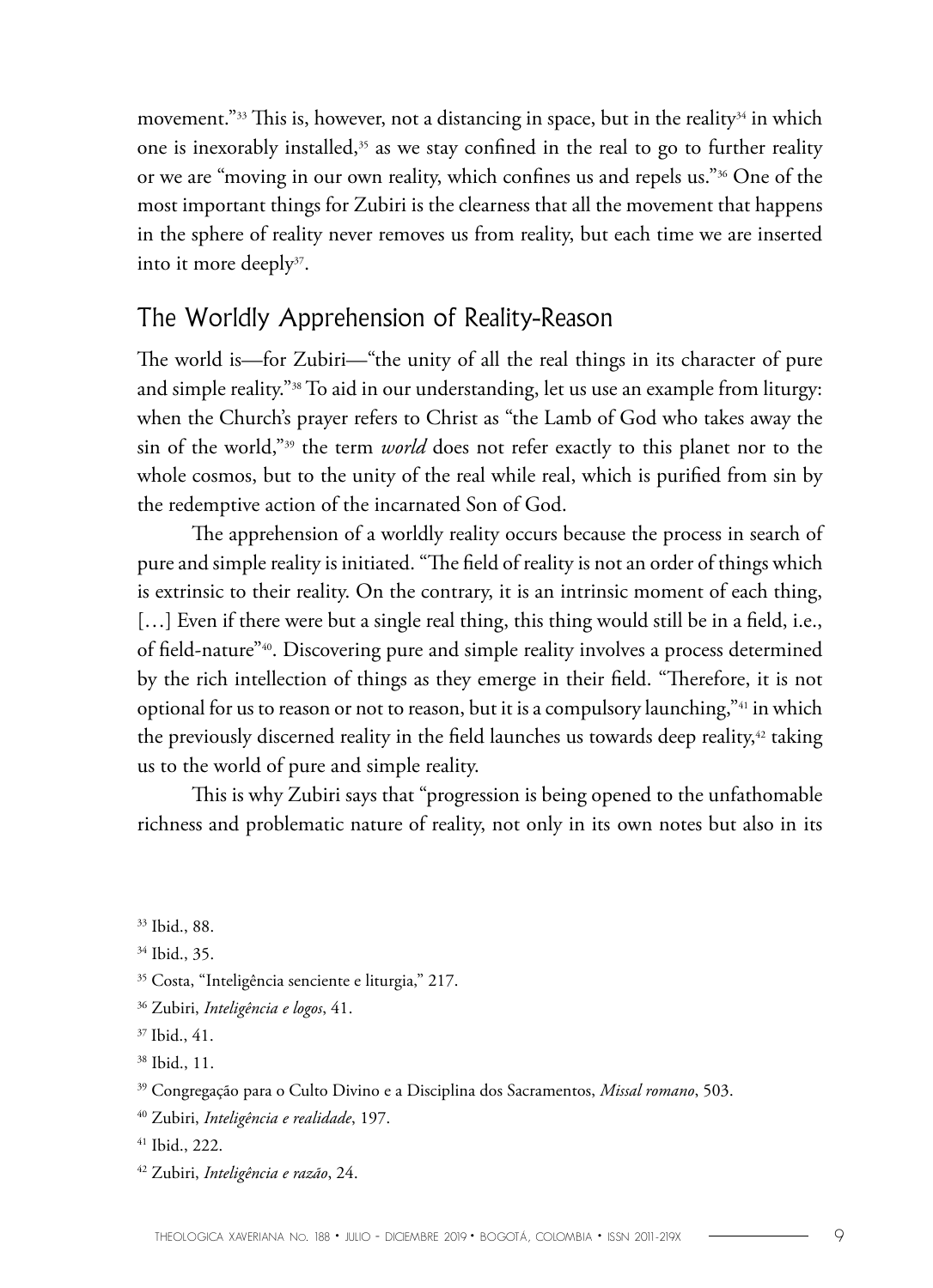movement."[33] This is, however, not a distancing in space, but in the reality[34] in which one is inexorably installed,[35] as we stay confined in the real to go to further reality or we are "moving in our own reality, which confines us and repels us."[36] One of the most important things for Zubiri is the clearness that all the movement that happens in the sphere of reality never removes us from reality, but each time we are inserted into it more deeply[37].

## The Worldly Apprehension of Reality-Reason

The world is—for Zubiri—"the unity of all the real things in its character of pure and simple reality."[38] To aid in our understanding, let us an example from liturgy: when the Church's prayer refers to Christ as "the Lamb of God who takes away the sin of the world,"[39] the term *world* does not refer exactly to this planet nor to the whole cosmos, but to the unity of the real while real, which is purified from sin by the redemptive action of the incarnated Son of God.

The apprehension of a worldly reality occurs because the process in search of pure and simple reality is initiated. "The field of reality is not an order of things which is extrinsic to their reality. On the contrary, it is an intrinsic moment of each thing, […] Even if there were but a single real thing, this thing would still be in a field, i.e., of field-nature"[40]. Discovering pure and simple reality involves a process determined by the rich intellection of things as they emerge in their field. "Therefore, it is not optional for us to reason or not to reason, but it is a compulsory launching,"[41] in which the previously discerned reality in the field launches us towards deep reality,[42] taking us to the world of pure and simple reality.

This is why Zubiri says that "progression is being opened to the unfathomable richness and problematic nature of reality, not only in its own notes but also in its

[33] Ibid., 88.

[34] Ibid., 35.

[35] Costa, "Inteligência senciente e liturgia," 217.

[36] Zubiri, *Inteligência e logos*, 41.

[37] Ibid., 41.

[38] Ibid., 11.

[39] Congregação para o Culto Divino e a Disciplina dos Sacramentos, *Missal romano*, 503.

[40] Zubiri, *Inteligência e realidade*, 197.

[41] Ibid., 222.

[42] Zubiri, *Inteligência e razão*, 24.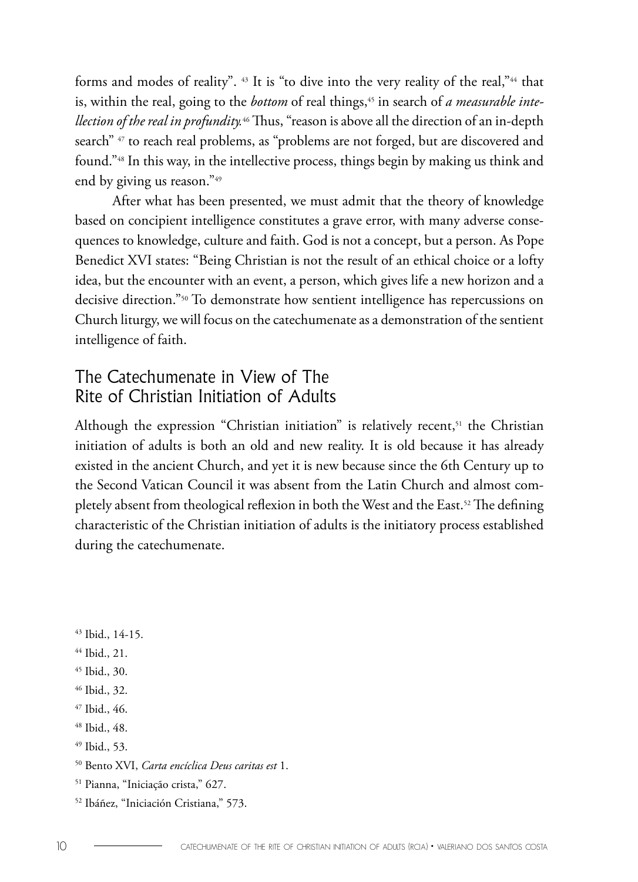forms and modes of reality". [43] It is "to dive into the very reality of the real,"[44] that is, within the real, going to the *bottom* of real things,[45] in search of *a measurable intellection of the real in profundity.*[46] Thus, "reason is above all the direction of an in-depth search" [47] to reach real problems, as "problems are not forged, but are discovered and found."[48] In this way, in the intellective process, things begin by making us think and end by giving us reason."[49]

After what has been presented, we must admit that the theory of knowledge based on concipient intelligence constitutes a grave error, with many adverse consequences to knowledge, culture and faith. God is not a concept, but a person. As Pope Benedict XVI states: "Being Christian is not the result of an ethical choice or a lofty idea, but the encounter with an event, a person, which gives life a new horizon and a decisive direction."[50] To demonstrate how sentient intelligence has repercussions on Church liturgy, we will focus on the catechumenate as a demonstration of the sentient intelligence of faith.

## The Catechumenate in View of The Rite of Christian Initiation of Adults

Although the expression "Christian initiation" is relatively recent,[51] the Christian initiation of adults is both an old and new reality. It is old because it has already existed in the ancient Church, and yet it is new because since the 6th Century up to the Second Vatican Council it was absent from the Latin Church and almost completely absent from theological reflexion in both the West and the East.[52] The defining characteristic of the Christian initiation of adults is the initiatory process established during the catechumenate.

[43] Ibid., 14-15.

[44] Ibid., 21.

[45] Ibid., 30.

[46] Ibid., 32.

[47] Ibid., 46.

[48] Ibid., 48.

[49] Ibid., 53.

[50] Bento XVI, *Carta encíclica Deus caritas est* 1.

[51] Pianna, "Iniciação crista," 627.

[52] Ibáñez, "Iniciación Cristiana," 573.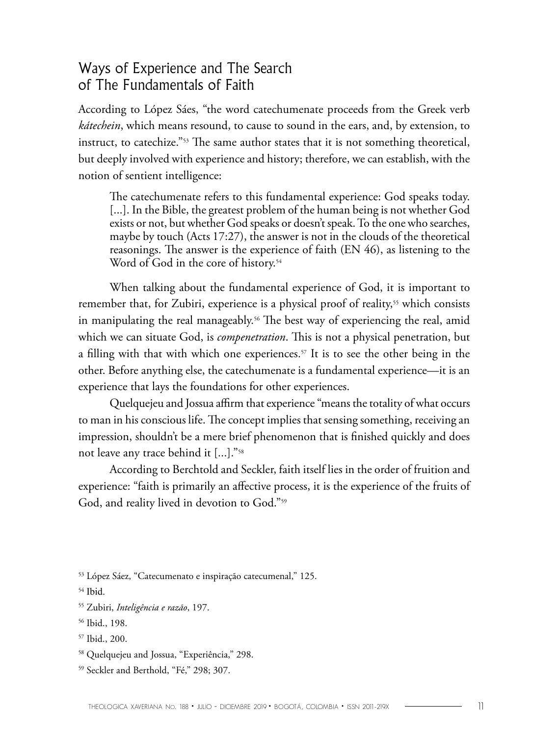## Ways of Experience and The Search of The Fundamentals of Faith

According to López Sáes, "the word catechumenate proceeds from the Greek verb *kátechein*, which means resound, to cause to sound in the ears, and, by extension, to instruct, to catechize."[53] The same author states that it is not something theoretical, but deeply involved with experience and history; therefore, we can establish, with the notion of sentient intelligence:

> The catechumenate refers to this fundamental experience: God speaks today. [...]. In the Bible, the greatest problem of the human being is not whether God exists or not, but whether God speaks or doesn't speak. To the one who searches, maybe by touch (Acts 17:27), the answer is not in the clouds of the theoretical reasonings. The answer is the experience of faith (EN 46), as listening to the Word of God in the core of history.[54]

When talking about the fundamental experience of God, it is important to remember that, for Zubiri, experience is a physical proof of reality,[55] which consists in manipulating the real manageably.[56] The best way of experiencing the real, amid which we can situate God, is *compenetration*. This is not a physical penetration, but a filling with that with which one experiences.[57] It is to see the other being in the other. Before anything else, the catechumenate is a fundamental experience—it is an experience that lays the foundations for other experiences.

Quelquejeu and Jossua affirm that experience "means the totality of what occurs to man in his conscious life. The concept implies that sensing something, receiving an impression, shouldn't be a mere brief phenomenon that is finished quickly and does not leave any trace behind it [...]."[58]

According to Berchtold and Seckler, faith itself lies in the order of fruition and experience: "faith is primarily an affective process, it is the experience of the fruits of God, and reality lived in devotion to God."[59]

---

[53] López Sáez, "Catecumenato e inspiração catecumenal," 125.

[54] Ibid.

[55] Zubiri, *Inteligência e razão*, 197.

[56] Ibid., 198.

[57] Ibid., 200.

[58] Quelquejeu and Jossua, "Experiência," 298.

[59] Seckler and Berthold, "Fé," 298; 307.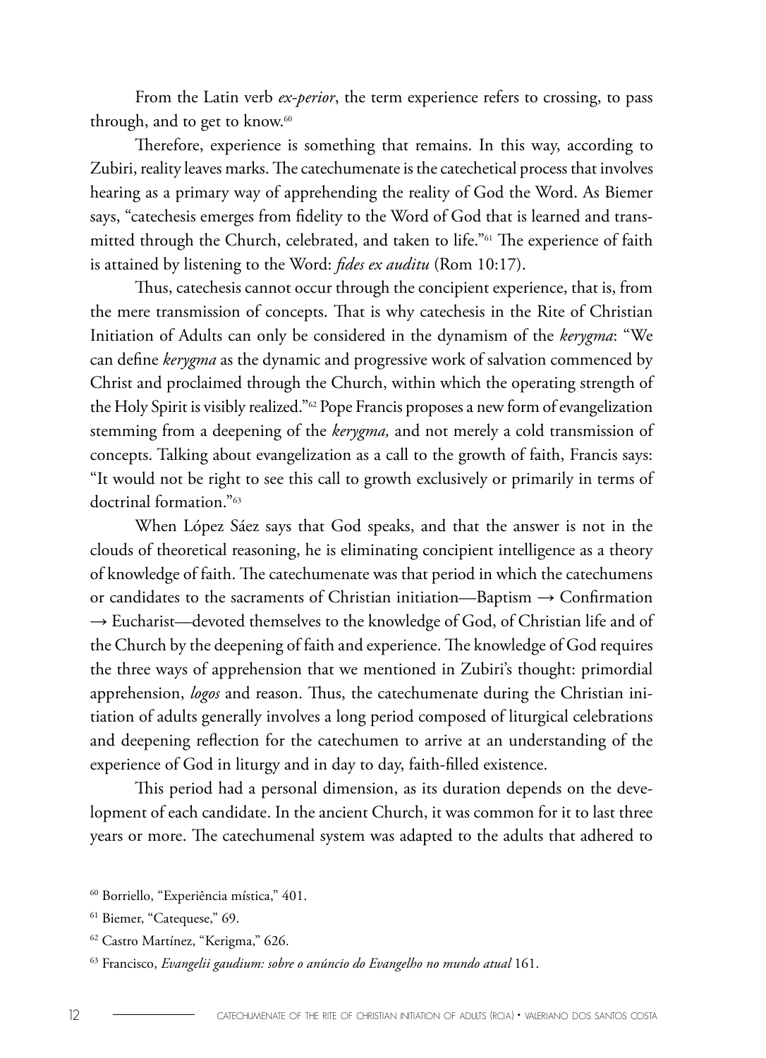From the Latin verb *ex-perior*, the term experience refers to crossing, to pass through, and to get to know.[60]

Therefore, experience is something that remains. In this way, according to Zubiri, reality leaves marks. The catechumenate is the catechetical process that involves hearing as a primary way of apprehending the reality of God the Word. As Biemer says, "catechesis emerges from fidelity to the Word of God that is learned and transmitted through the Church, celebrated, and taken to life."[61] The experience of faith is attained by listening to the Word: *fides ex auditu* (Rom 10:17).

Thus, catechesis cannot occur through the concipient experience, that is, from the mere transmission of concepts. That is why catechesis in the Rite of Christian Initiation of Adults can only be considered in the dynamism of the *kerygma*: "We can define *kerygma* as the dynamic and progressive work of salvation commenced by Christ and proclaimed through the Church, within which the operating strength of the Holy Spirit is visibly realized."[62] Pope Francis proposes a new form of evangelization stemming from a deepening of the *kerygma,* and not merely a cold transmission of concepts. Talking about evangelization as a call to the growth of faith, Francis says: "It would not be right to see this call to growth exclusively or primarily in terms of doctrinal formation."[63]

When López Sáez says that God speaks, and that the answer is not in the clouds of theoretical reasoning, he is eliminating concipient intelligence as a theory of knowledge of faith. The catechumenate was that period in which the catechumens or candidates to the sacraments of Christian initiation—Baptism → Confirmation → Eucharist—devoted themselves to the knowledge of God, of Christian life and of the Church by the deepening of faith and experience. The knowledge of God requires the three ways of apprehension that we mentioned in Zubiri's thought: primordial apprehension, *logos* and reason. Thus, the catechumenate during the Christian initiation of adults generally involves a long period composed of liturgical celebrations and deepening reflection for the catechumen to arrive at an understanding of the experience of God in liturgy and in day to day, faith-filled existence.

This period had a personal dimension, as its duration depends on the development of each candidate. In the ancient Church, it was common for it to last three years or more. The catechumenal system was adapted to the adults that adhered to

[60] Borriello, "Experiência mística," 401.

[61] Biemer, "Catequese," 69.

[62] Castro Martínez, "Kerigma," 626.

[63] Francisco, *Evangelii gaudium: sobre o anúncio do Evangelho no mundo atual* 161.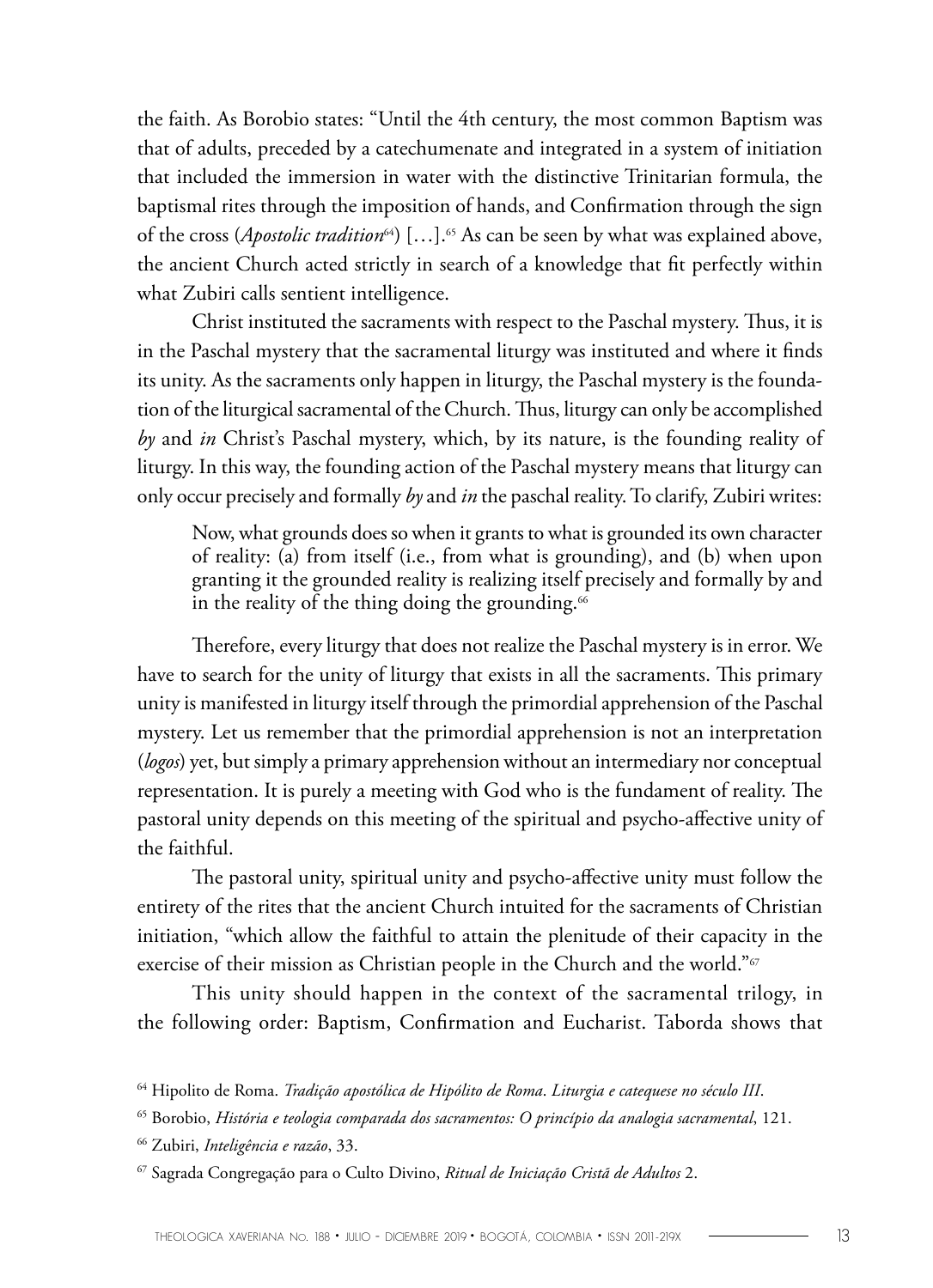the faith. As Borobio states: "Until the 4th century, the most common Baptism was that of adults, preceded by a catechumenate and integrated in a system of initiation that included the immersion in water with the distinctive Trinitarian formula, the baptismal rites through the imposition of hands, and Confirmation through the sign of the cross (*Apostolic tradition*[64]) […].[65] As can be seen by what was explained above, the ancient Church acted strictly in search of a knowledge that fit perfectly within what Zubiri calls sentient intelligence.

Christ instituted the sacraments with respect to the Paschal mystery. Thus, it is in the Paschal mystery that the sacramental liturgy was instituted and where it finds its unity. As the sacraments only happen in liturgy, the Paschal mystery is the foundation of the liturgical sacramental of the Church. Thus, liturgy can only be accomplished *by* and *in* Christ's Paschal mystery, which, by its nature, is the founding reality of liturgy. In this way, the founding action of the Paschal mystery means that liturgy can only occur precisely and formally *by* and *in* the paschal reality. To clarify, Zubiri writes:

> Now, what grounds does so when it grants to what is grounded its own character of reality: (a) from itself (i.e., from what is grounding), and (b) when upon granting it the grounded reality is realizing itself precisely and formally by and in the reality of the thing doing the grounding.[66]

Therefore, every liturgy that does not realize the Paschal mystery is in error. We have to search for the unity of liturgy that exists in all the sacraments. This primary unity is manifested in liturgy itself through the primordial apprehension of the Paschal mystery. Let us remember that the primordial apprehension is not an interpretation (*logos*) yet, but simply a primary apprehension without an intermediary nor conceptual representation. It is purely a meeting with God who is the fundament of reality. The pastoral unity depends on this meeting of the spiritual and psycho-affective unity of the faithful.

The pastoral unity, spiritual unity and psycho-affective unity must follow the entirety of the rites that the ancient Church intuited for the sacraments of Christian initiation, "which allow the faithful to attain the plenitude of their capacity in the exercise of their mission as Christian people in the Church and the world."[67]

This unity should happen in the context of the sacramental trilogy, in the following order: Baptism, Confirmation and Eucharist. Taborda shows that

---

[64] Hipolito de Roma. *Tradição apostólica de Hipólito de Roma. Liturgia e catequese no século III*.

[65] Borobio, *História e teologia comparada dos sacramentos: O princípio da analogia sacramental*, 121.

[66] Zubiri, *Inteligência e razão*, 33.

[67] Sagrada Congregação para o Culto Divino, *Ritual de Iniciação Cristã de Adultos* 2.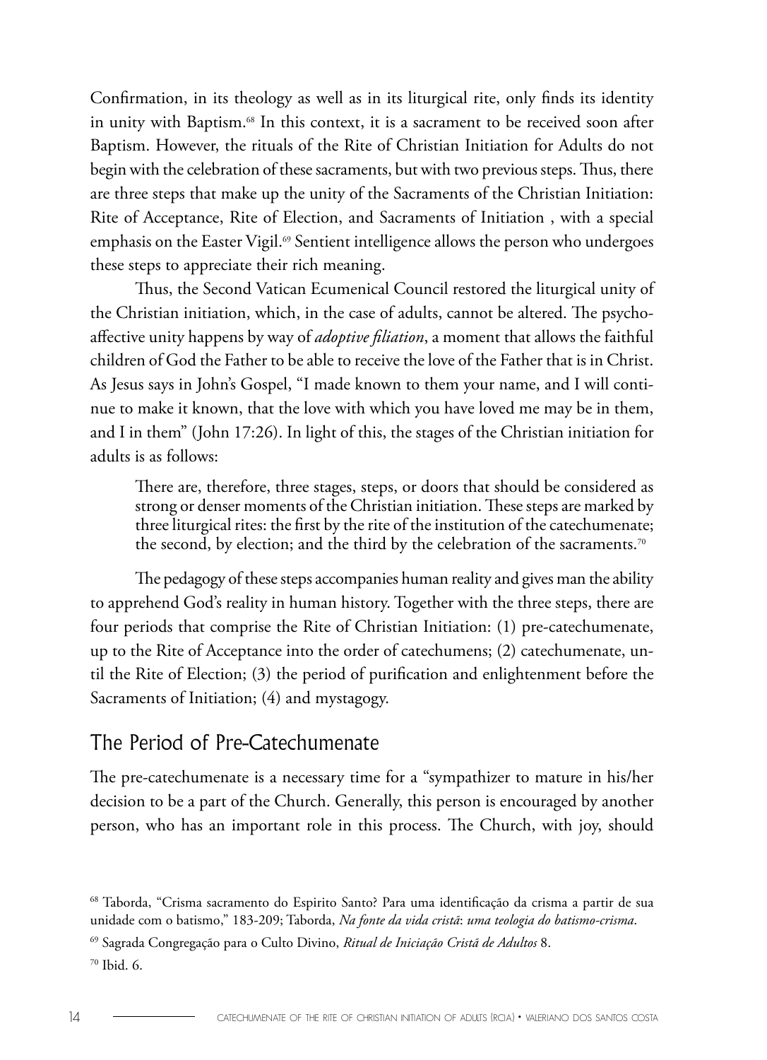Confirmation, in its theology as well as in its liturgical rite, only finds its identity in unity with Baptism.[68] In this context, it is a sacrament to be received soon after Baptism. However, the rituals of the Rite of Christian Initiation for Adults do not begin with the celebration of these sacraments, but with two previous steps. Thus, there are three steps that make up the unity of the Sacraments of the Christian Initiation: Rite of Acceptance, Rite of Election, and Sacraments of Initiation , with a special emphasis on the Easter Vigil.[69] Sentient intelligence allows the person who undergoes these steps to appreciate their rich meaning.

Thus, the Second Vatican Ecumenical Council restored the liturgical unity of the Christian initiation, which, in the case of adults, cannot be altered. The psycho-affective unity happens by way of *adoptive filiation*, a moment that allows the faithful children of God the Father to be able to receive the love of the Father that is in Christ. As Jesus says in John's Gospel, "I made known to them your name, and I will continue to make it known, that the love with which you have loved me may be in them, and I in them" (John 17:26). In light of this, the stages of the Christian initiation for adults is as follows:

> There are, therefore, three stages, steps, or doors that should be considered as strong or denser moments of the Christian initiation. These steps are marked by three liturgical rites: the first by the rite of the institution of the catechumenate; the second, by election; and the third by the celebration of the sacraments.[70]

The pedagogy of these steps accompanies human reality and gives man the ability to apprehend God's reality in human history. Together with the three steps, there are four periods that comprise the Rite of Christian Initiation: (1) pre-catechumenate, up to the Rite of Acceptance into the order of catechumens; (2) catechumenate, until the Rite of Election; (3) the period of purification and enlightenment before the Sacraments of Initiation; (4) and mystagogy.

## The Period of Pre-Catechumenate

The pre-catechumenate is a necessary time for a "sympathizer to mature in his/her decision to be a part of the Church. Generally, this person is encouraged by another person, who has an important role in this process. The Church, with joy, should

[68] Taborda, "Crisma sacramento do Espirito Santo? Para uma identificação da crisma a partir de sua unidade com o batismo," 183-209; Taborda, *Na fonte da vida cristã*: *uma teologia do batismo-crisma*.

[69] Sagrada Congregação para o Culto Divino, *Ritual de Iniciação Cristã de Adultos* 8.

[70] Ibid. 6.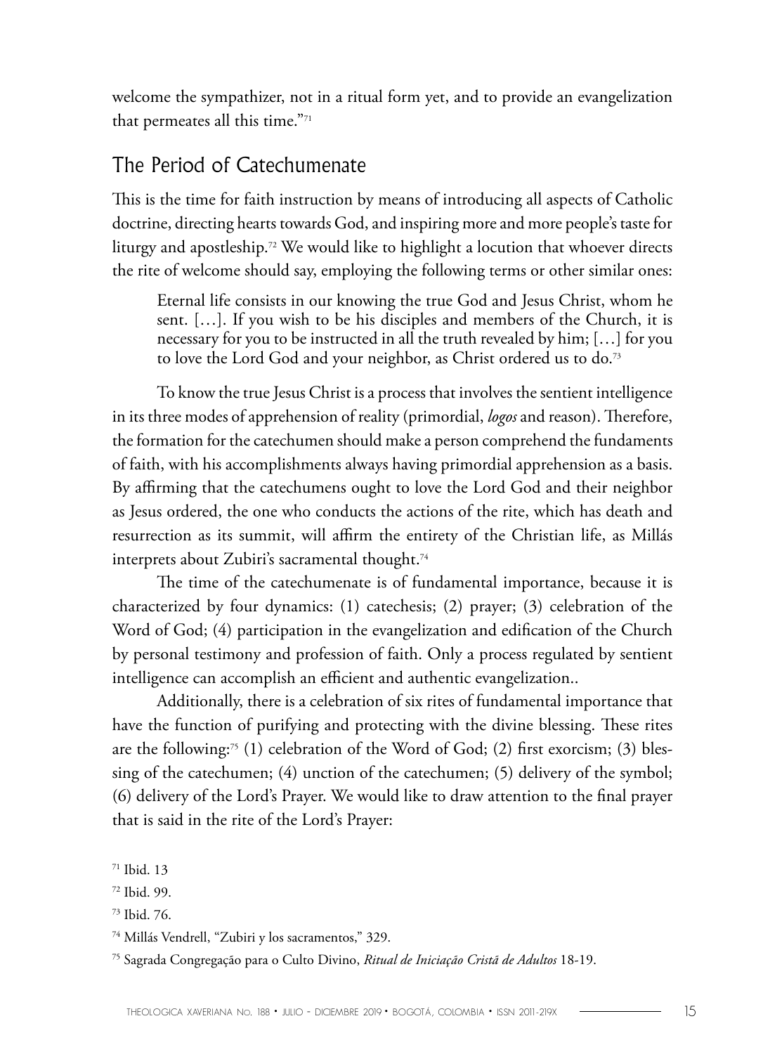welcome the sympathizer, not in a ritual form yet, and to provide an evangelization that permeates all this time."[71]

## The Period of Catechumenate

This is the time for faith instruction by means of introducing all aspects of Catholic doctrine, directing hearts towards God, and inspiring more and more people's taste for liturgy and apostleship.[72] We would like to highlight a locution that whoever directs the rite of welcome should say, employing the following terms or other similar ones:

> Eternal life consists in our knowing the true God and Jesus Christ, whom he sent. […]. If you wish to be his disciples and members of the Church, it is necessary for you to be instructed in all the truth revealed by him; […] for you to love the Lord God and your neighbor, as Christ ordered us to do.[73]

To know the true Jesus Christ is a process that involves the sentient intelligence in its three modes of apprehension of reality (primordial, *logos* and reason). Therefore, the formation for the catechumen should make a person comprehend the fundaments of faith, with his accomplishments always having primordial apprehension as a basis. By affirming that the catechumens ought to love the Lord God and their neighbor as Jesus ordered, the one who conducts the actions of the rite, which has death and resurrection as its summit, will affirm the entirety of the Christian life, as Millás interprets about Zubiri's sacramental thought.[74]

The time of the catechumenate is of fundamental importance, because it is characterized by four dynamics: (1) catechesis; (2) prayer; (3) celebration of the Word of God; (4) participation in the evangelization and edification of the Church by personal testimony and profession of faith. Only a process regulated by sentient intelligence can accomplish an efficient and authentic evangelization..

Additionally, there is a celebration of six rites of fundamental importance that have the function of purifying and protecting with the divine blessing. These rites are the following:[75] (1) celebration of the Word of God; (2) first exorcism; (3) blessing of the catechumen; (4) unction of the catechumen; (5) delivery of the symbol; (6) delivery of the Lord's Prayer. We would like to draw attention to the final prayer that is said in the rite of the Lord's Prayer:

---

[71] Ibid. 13

[72] Ibid. 99.

[73] Ibid. 76.

[74] Millás Vendrell, "Zubiri y los sacramentos," 329.

[75] Sagrada Congregação para o Culto Divino, *Ritual de Iniciação Cristã de Adultos* 18-19.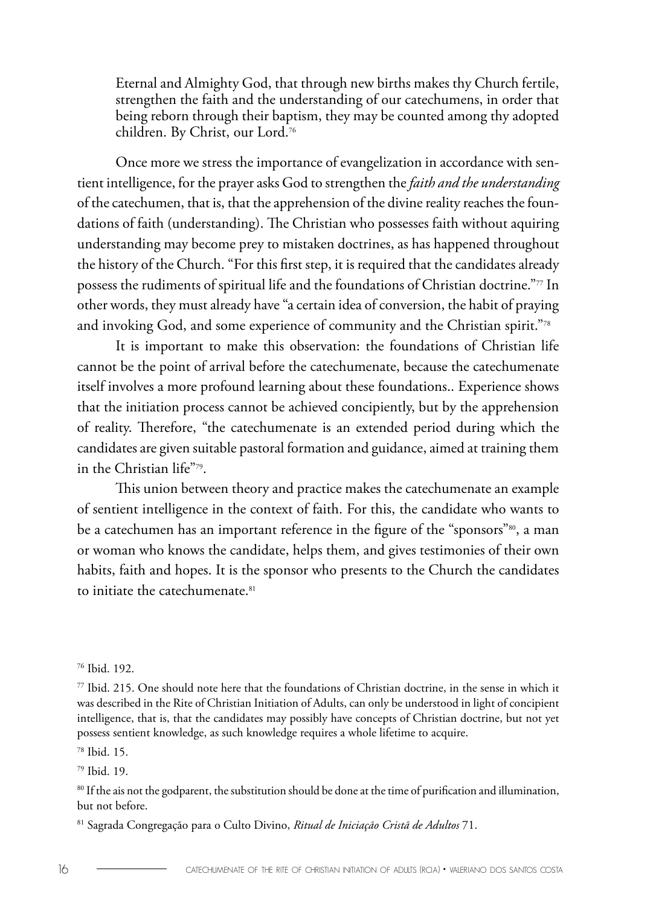> Eternal and Almighty God, that through new births makes thy Church fertile, strengthen the faith and the understanding of our catechumens, in order that being reborn through their baptism, they may be counted among thy adopted children. By Christ, our Lord.[76]

Once more we stress the importance of evangelization in accordance with sentient intelligence, for the prayer asks God to strengthen the *faith and the understanding* of the catechumen, that is, that the apprehension of the divine reality reaches the foundations of faith (understanding). The Christian who possesses faith without aquiring understanding may become prey to mistaken doctrines, as has happened throughout the history of the Church. "For this first step, it is required that the candidates already possess the rudiments of spiritual life and the foundations of Christian doctrine."[77] In other words, they must already have "a certain idea of conversion, the habit of praying and invoking God, and some experience of community and the Christian spirit."[78]

It is important to make this observation: the foundations of Christian life cannot be the point of arrival before the catechumenate, because the catechumenate itself involves a more profound learning about these foundations.. Experience shows that the initiation process cannot be achieved concipiently, but by the apprehension of reality. Therefore, "the catechumenate is an extended period during which the candidates are given suitable pastoral formation and guidance, aimed at training them in the Christian life"[79].

This union between theory and practice makes the catechumenate an example of sentient intelligence in the context of faith. For this, the candidate who wants to be a catechumen has an important reference in the figure of the "sponsors"[80], a man or woman who knows the candidate, helps them, and gives testimonies of their own habits, faith and hopes. It is the sponsor who presents to the Church the candidates to initiate the catechumenate.[81]

---

[76] Ibid. 192.

[77] Ibid. 215. One should note here that the foundations of Christian doctrine, in the sense in which it was described in the Rite of Christian Initiation of Adults, can only be understood in light of concipient intelligence, that is, that the candidates may possibly have concepts of Christian doctrine, but not yet possess sentient knowledge, as such knowledge requires a whole lifetime to acquire.

[78] Ibid. 15.

[79] Ibid. 19.

[80] If the ais not the godparent, the substitution should be done at the time of purification and illumination, but not before.

[81] Sagrada Congregação para o Culto Divino, *Ritual de Iniciação Cristã de Adultos* 71.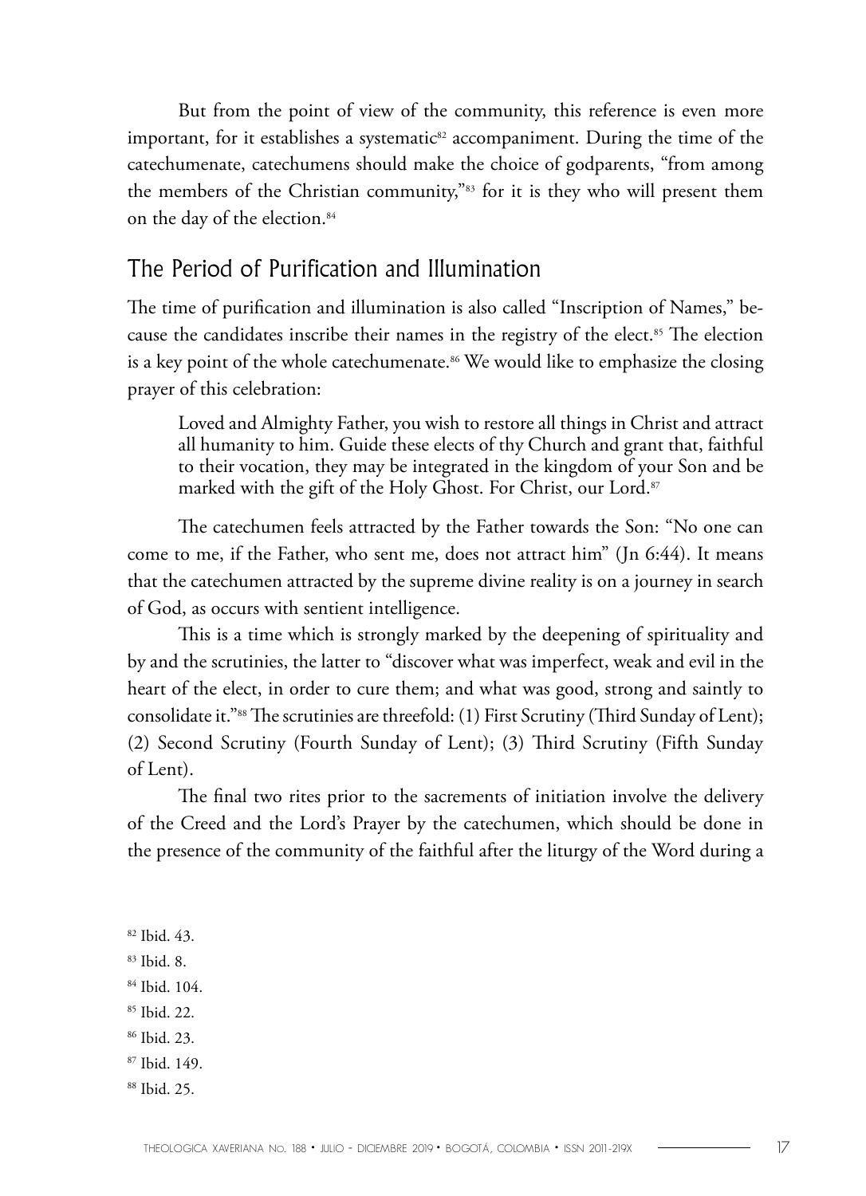But from the point of view of the community, this reference is even more important, for it establishes a systematic[82] accompaniment. During the time of the catechumenate, catechumens should make the choice of godparents, "from among the members of the Christian community,"[83] for it is they who will present them on the day of the election.[84]

## The Period of Purification and Illumination

The time of purification and illumination is also called "Inscription of Names," because the candidates inscribe their names in the registry of the elect.[85] The election is a key point of the whole catechumenate.[86] We would like to emphasize the closing prayer of this celebration:

> Loved and Almighty Father, you wish to restore all things in Christ and attract all humanity to him. Guide these elects of thy Church and grant that, faithful to their vocation, they may be integrated in the kingdom of your Son and be marked with the gift of the Holy Ghost. For Christ, our Lord.[87]

The catechumen feels attracted by the Father towards the Son: "No one can come to me, if the Father, who sent me, does not attract him" (Jn 6:44). It means that the catechumen attracted by the supreme divine reality is on a journey in search of God, as occurs with sentient intelligence.

This is a time which is strongly marked by the deepening of spirituality and by and the scrutinies, the latter to "discover what was imperfect, weak and evil in the heart of the elect, in order to cure them; and what was good, strong and saintly to consolidate it."[88] The scrutinies are threefold: (1) First Scrutiny (Third Sunday of Lent); (2) Second Scrutiny (Fourth Sunday of Lent); (3) Third Scrutiny (Fifth Sunday of Lent).

The final two rites prior to the sacrements of initiation involve the delivery of the Creed and the Lord's Prayer by the catechumen, which should be done in the presence of the community of the faithful after the liturgy of the Word during a

[82] Ibid. 43.

[83] Ibid. 8.

[84] Ibid. 104.

[85] Ibid. 22.

[86] Ibid. 23.

[87] Ibid. 149.

[88] Ibid. 25.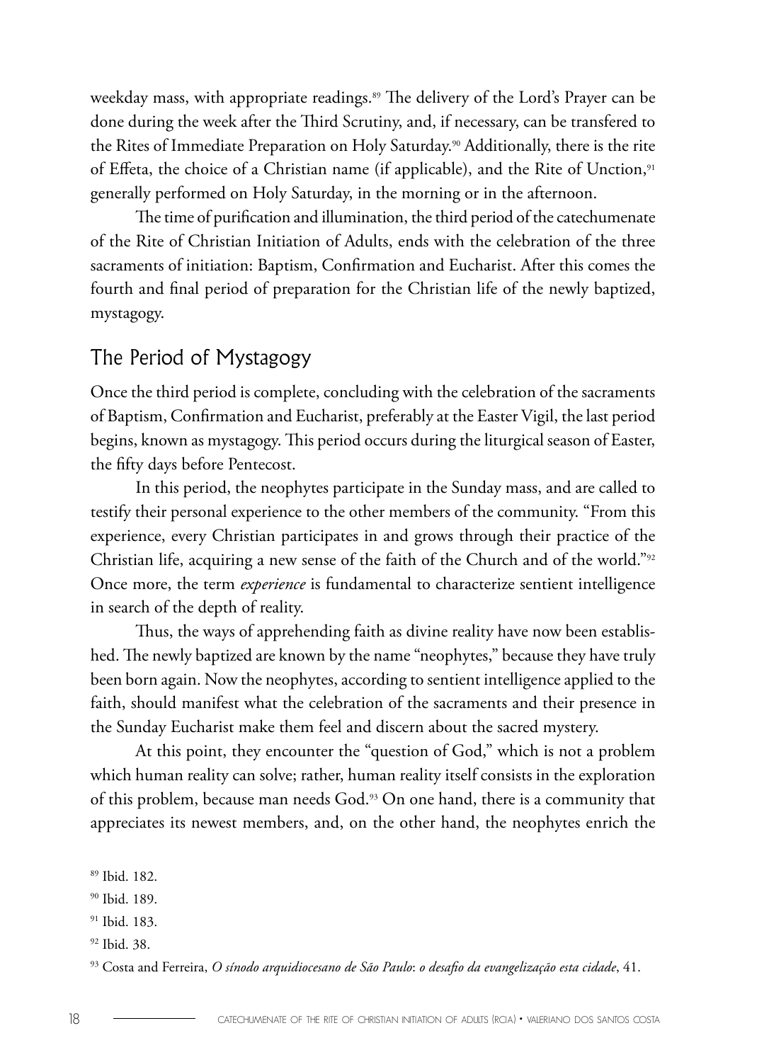weekday mass, with appropriate readings.[89] The delivery of the Lord's Prayer can be done during the week after the Third Scrutiny, and, if necessary, can be transfered to the Rites of Immediate Preparation on Holy Saturday.[90] Additionally, there is the rite of Effeta, the choice of a Christian name (if applicable), and the Rite of Unction,[91] generally performed on Holy Saturday, in the morning or in the afternoon.

The time of purification and illumination, the third period of the catechumenate of the Rite of Christian Initiation of Adults, ends with the celebration of the three sacraments of initiation: Baptism, Confirmation and Eucharist. After this comes the fourth and final period of preparation for the Christian life of the newly baptized, mystagogy.

## The Period of Mystagogy

Once the third period is complete, concluding with the celebration of the sacraments of Baptism, Confirmation and Eucharist, preferably at the Easter Vigil, the last period begins, known as mystagogy. This period occurs during the liturgical season of Easter, the fifty days before Pentecost.

In this period, the neophytes participate in the Sunday mass, and are called to testify their personal experience to the other members of the community. "From this experience, every Christian participates in and grows through their practice of the Christian life, acquiring a new sense of the faith of the Church and of the world."[92] Once more, the term *experience* is fundamental to characterize sentient intelligence in search of the depth of reality.

Thus, the ways of apprehending faith as divine reality have now been established. The newly baptized are known by the name "neophytes," because they have truly been born again. Now the neophytes, according to sentient intelligence applied to the faith, should manifest what the celebration of the sacraments and their presence in the Sunday Eucharist make them feel and discern about the sacred mystery.

At this point, they encounter the "question of God," which is not a problem which human reality can solve; rather, human reality itself consists in the exploration of this problem, because man needs God.[93] On one hand, there is a community that appreciates its newest members, and, on the other hand, the neophytes enrich the

[89] Ibid. 182.

[90] Ibid. 189.

[91] Ibid. 183.

[92] Ibid. 38.

[93] Costa and Ferreira, *O sínodo arquidiocesano de São Paulo*: *o desafio da evangelização esta cidade*, 41.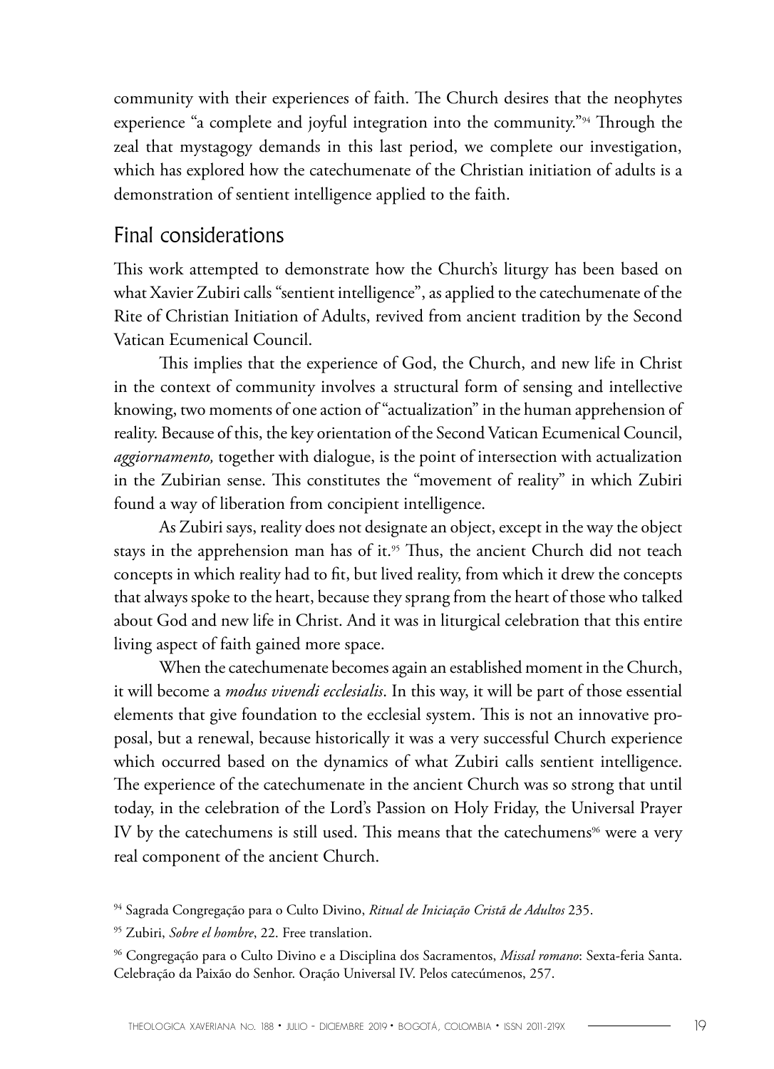community with their experiences of faith. The Church desires that the neophytes experience "a complete and joyful integration into the community."[94] Through the zeal that mystagogy demands in this last period, we complete our investigation, which has explored how the catechumenate of the Christian initiation of adults is a demonstration of sentient intelligence applied to the faith.

## Final considerations

This work attempted to demonstrate how the Church's liturgy has been based on what Xavier Zubiri calls "sentient intelligence", as applied to the catechumenate of the Rite of Christian Initiation of Adults, revived from ancient tradition by the Second Vatican Ecumenical Council.

This implies that the experience of God, the Church, and new life in Christ in the context of community involves a structural form of sensing and intellective knowing, two moments of one action of "actualization" in the human apprehension of reality. Because of this, the key orientation of the Second Vatican Ecumenical Council, *aggiornamento,* together with dialogue, is the point of intersection with actualization in the Zubirian sense. This constitutes the "movement of reality" in which Zubiri found a way of liberation from concipient intelligence.

As Zubiri says, reality does not designate an object, except in the way the object stays in the apprehension man has of it.[95] Thus, the ancient Church did not teach concepts in which reality had to fit, but lived reality, from which it drew the concepts that always spoke to the heart, because they sprang from the heart of those who talked about God and new life in Christ. And it was in liturgical celebration that this entire living aspect of faith gained more space.

When the catechumenate becomes again an established moment in the Church, it will become a *modus vivendi ecclesialis*. In this way, it will be part of those essential elements that give foundation to the ecclesial system. This is not an innovative proposal, but a renewal, because historically it was a very successful Church experience which occurred based on the dynamics of what Zubiri calls sentient intelligence. The experience of the catechumenate in the ancient Church was so strong that until today, in the celebration of the Lord's Passion on Holy Friday, the Universal Prayer IV by the catechumens is still used. This means that the catechumens[96] were a very real component of the ancient Church.

---

[94] Sagrada Congregação para o Culto Divino, *Ritual de Iniciação Cristã de Adultos* 235.

[95] Zubiri, *Sobre el hombre*, 22. Free translation.

[96] Congregação para o Culto Divino e a Disciplina dos Sacramentos, *Missal romano*: Sexta-feria Santa. Celebração da Paixão do Senhor. Oração Universal IV. Pelos catecúmenos, 257.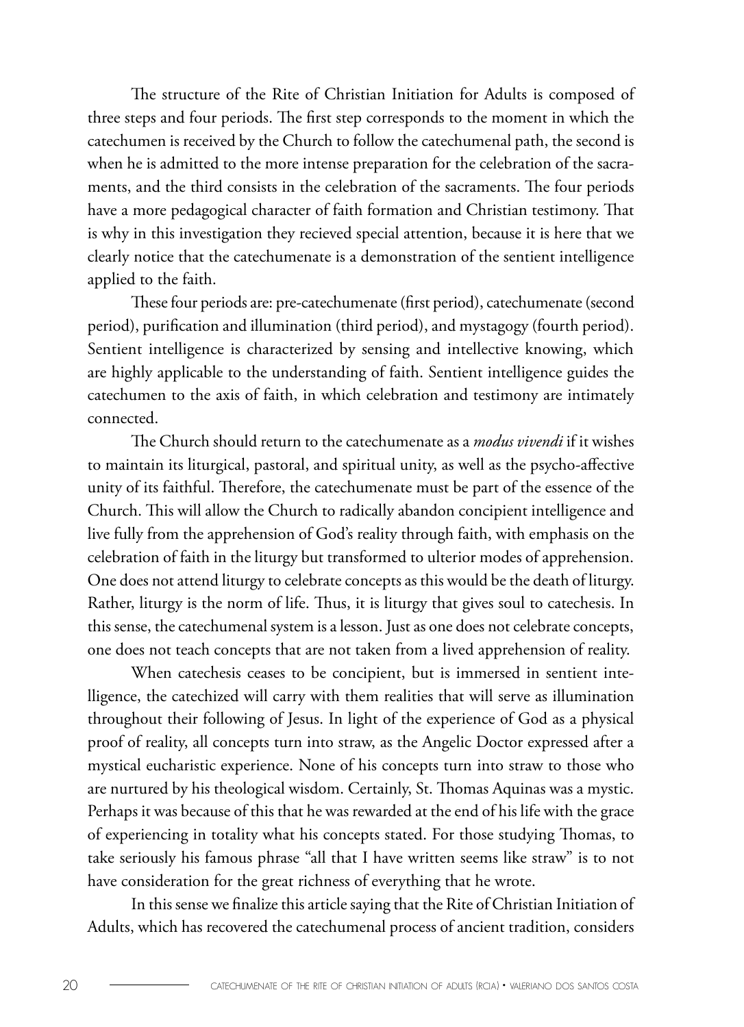The structure of the Rite of Christian Initiation for Adults is composed of three steps and four periods. The first step corresponds to the moment in which the catechumen is received by the Church to follow the catechumenal path, the second is when he is admitted to the more intense preparation for the celebration of the sacraments, and the third consists in the celebration of the sacraments. The four periods have a more pedagogical character of faith formation and Christian testimony. That is why in this investigation they recieved special attention, because it is here that we clearly notice that the catechumenate is a demonstration of the sentient intelligence applied to the faith.

These four periods are: pre-catechumenate (first period), catechumenate (second period), purification and illumination (third period), and mystagogy (fourth period). Sentient intelligence is characterized by sensing and intellective knowing, which are highly applicable to the understanding of faith. Sentient intelligence guides the catechumen to the axis of faith, in which celebration and testimony are intimately connected.

The Church should return to the catechumenate as a *modus vivendi* if it wishes to maintain its liturgical, pastoral, and spiritual unity, as well as the psycho-affective unity of its faithful. Therefore, the catechumenate must be part of the essence of the Church. This will allow the Church to radically abandon concipient intelligence and live fully from the apprehension of God's reality through faith, with emphasis on the celebration of faith in the liturgy but transformed to ulterior modes of apprehension. One does not attend liturgy to celebrate concepts as this would be the death of liturgy. Rather, liturgy is the norm of life. Thus, it is liturgy that gives soul to catechesis. In this sense, the catechumenal system is a lesson. Just as one does not celebrate concepts, one does not teach concepts that are not taken from a lived apprehension of reality.

When catechesis ceases to be concipient, but is immersed in sentient intelligence, the catechized will carry with them realities that will serve as illumination throughout their following of Jesus. In light of the experience of God as a physical proof of reality, all concepts turn into straw, as the Angelic Doctor expressed after a mystical eucharistic experience. None of his concepts turn into straw to those who are nurtured by his theological wisdom. Certainly, St. Thomas Aquinas was a mystic. Perhaps it was because of this that he was rewarded at the end of his life with the grace of experiencing in totality what his concepts stated. For those studying Thomas, to take seriously his famous phrase "all that I have written seems like straw" is to not have consideration for the great richness of everything that he wrote.

In this sense we finalize this article saying that the Rite of Christian Initiation of Adults, which has recovered the catechumenal process of ancient tradition, considers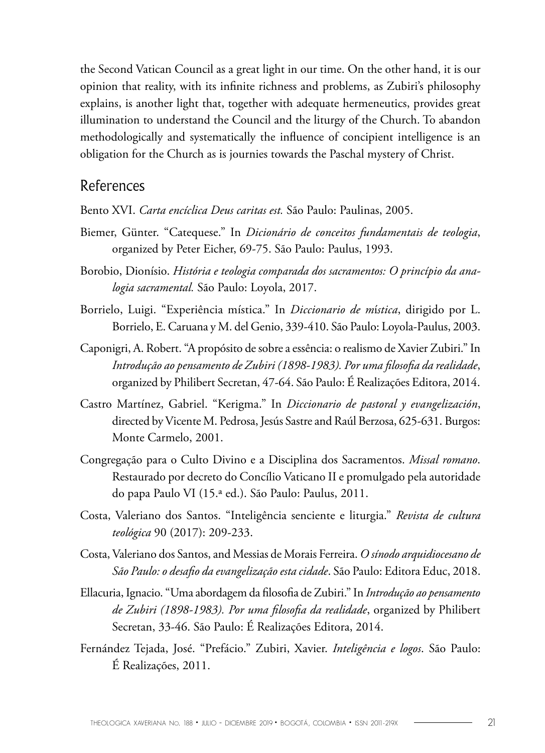the Second Vatican Council as a great light in our time. On the other hand, it is our opinion that reality, with its infinite richness and problems, as Zubiri's philosophy explains, is another light that, together with adequate hermeneutics, provides great illumination to understand the Council and the liturgy of the Church. To abandon methodologically and systematically the influence of concipient intelligence is an obligation for the Church as is journies towards the Paschal mystery of Christ.

## References

Bento XVI. *Carta encíclica Deus caritas est.* São Paulo: Paulinas, 2005.

Biemer, Günter. "Catequese." In *Dicionário de conceitos fundamentais de teologia*, organized by Peter Eicher, 69-75. São Paulo: Paulus, 1993.

Borobio, Dionísio. *História e teologia comparada dos sacramentos: O princípio da analogia sacramental.* São Paulo: Loyola, 2017.

Borrielo, Luigi. "Experiência mística." In *Diccionario de mística*, dirigido por L. Borrielo, E. Caruana y M. del Genio, 339-410. São Paulo: Loyola-Paulus, 2003.

Caponigri, A. Robert. "A propósito de sobre a essência: o realismo de Xavier Zubiri." In *Introdução ao pensamento de Zubiri (1898-1983). Por uma filosofia da realidade*, organized by Philibert Secretan, 47-64. São Paulo: É Realizações Editora, 2014.

Castro Martínez, Gabriel. "Kerigma." In *Diccionario de pastoral y evangelización*, directed by Vicente M. Pedrosa, Jesús Sastre and Raúl Berzosa, 625-631. Burgos: Monte Carmelo, 2001.

Congregação para o Culto Divino e a Disciplina dos Sacramentos. *Missal romano*. Restaurado por decreto do Concílio Vaticano II e promulgado pela autoridade do papa Paulo VI (15.ª ed.). São Paulo: Paulus, 2011.

Costa, Valeriano dos Santos. "Inteligência senciente e liturgia." *Revista de cultura teológica* 90 (2017): 209-233.

Costa, Valeriano dos Santos, and Messias de Morais Ferreira. *O sínodo arquidiocesano de São Paulo: o desafio da evangelização esta cidade*. São Paulo: Editora Educ, 2018.

Ellacuria, Ignacio. "Uma abordagem da filosofia de Zubiri." In *Introdução ao pensamento de Zubiri (1898-1983). Por uma filosofia da realidade*, organized by Philibert Secretan, 33-46. São Paulo: É Realizações Editora, 2014.

Fernández Tejada, José. "Prefácio." Zubiri, Xavier. *Inteligência e logos*. São Paulo: É Realizações, 2011.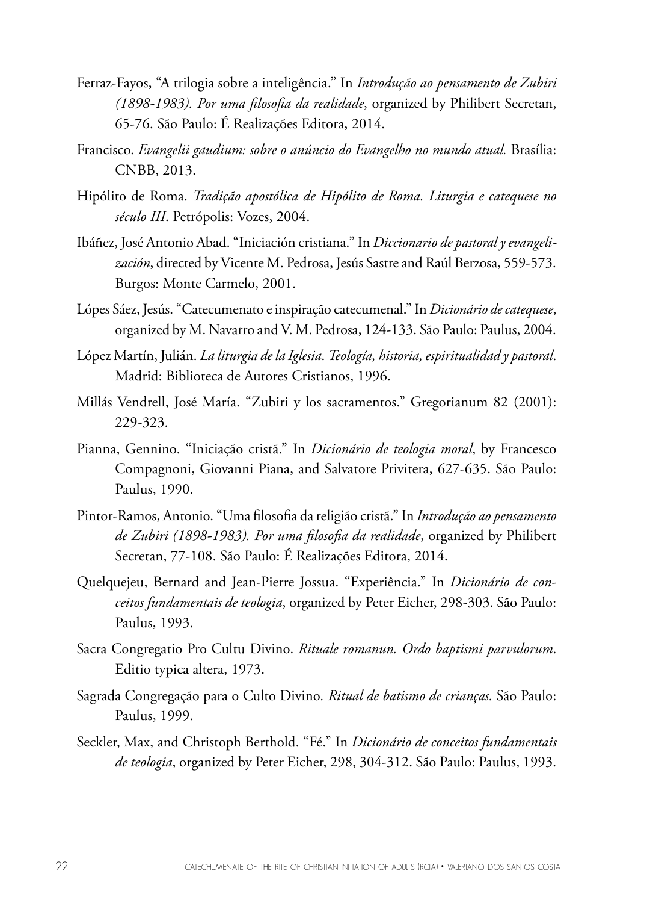Ferraz-Fayos, "A trilogia sobre a inteligência." In *Introdução ao pensamento de Zubiri (1898-1983). Por uma filosofia da realidade*, organized by Philibert Secretan, 65-76. São Paulo: É Realizações Editora, 2014.

Francisco. *Evangelii gaudium: sobre o anúncio do Evangelho no mundo atual.* Brasília: CNBB, 2013.

Hipólito de Roma. *Tradição apostólica de Hipólito de Roma. Liturgia e catequese no século III*. Petrópolis: Vozes, 2004.

Ibáñez, José Antonio Abad. "Iniciación cristiana." In *Diccionario de pastoral y evangelización*, directed by Vicente M. Pedrosa, Jesús Sastre and Raúl Berzosa, 559-573. Burgos: Monte Carmelo, 2001.

Lópes Sáez, Jesús. "Catecumenato e inspiração catecumenal." In *Dicionário de catequese*, organized by M. Navarro and V. M. Pedrosa, 124-133. São Paulo: Paulus, 2004.

López Martín, Julián. *La liturgia de la Iglesia. Teología, historia, espiritualidad y pastoral.* Madrid: Biblioteca de Autores Cristianos, 1996.

Millás Vendrell, José María. "Zubiri y los sacramentos." Gregorianum 82 (2001): 229-323.

Pianna, Gennino. "Iniciação cristã." In *Dicionário de teologia moral*, by Francesco Compagnoni, Giovanni Piana, and Salvatore Privitera, 627-635. São Paulo: Paulus, 1990.

Pintor-Ramos, Antonio. "Uma filosofia da religião cristã." In *Introdução ao pensamento de Zubiri (1898-1983). Por uma filosofia da realidade*, organized by Philibert Secretan, 77-108. São Paulo: É Realizações Editora, 2014.

Quelquejeu, Bernard and Jean-Pierre Jossua. "Experiência." In *Dicionário de conceitos fundamentais de teologia*, organized by Peter Eicher, 298-303. São Paulo: Paulus, 1993.

Sacra Congregatio Pro Cultu Divino. *Rituale romanun. Ordo baptismi parvulorum*. Editio typica altera, 1973.

Sagrada Congregação para o Culto Divino. *Ritual de batismo de crianças.* São Paulo: Paulus, 1999.

Seckler, Max, and Christoph Berthold. "Fé." In *Dicionário de conceitos fundamentais de teologia*, organized by Peter Eicher, 298, 304-312. São Paulo: Paulus, 1993.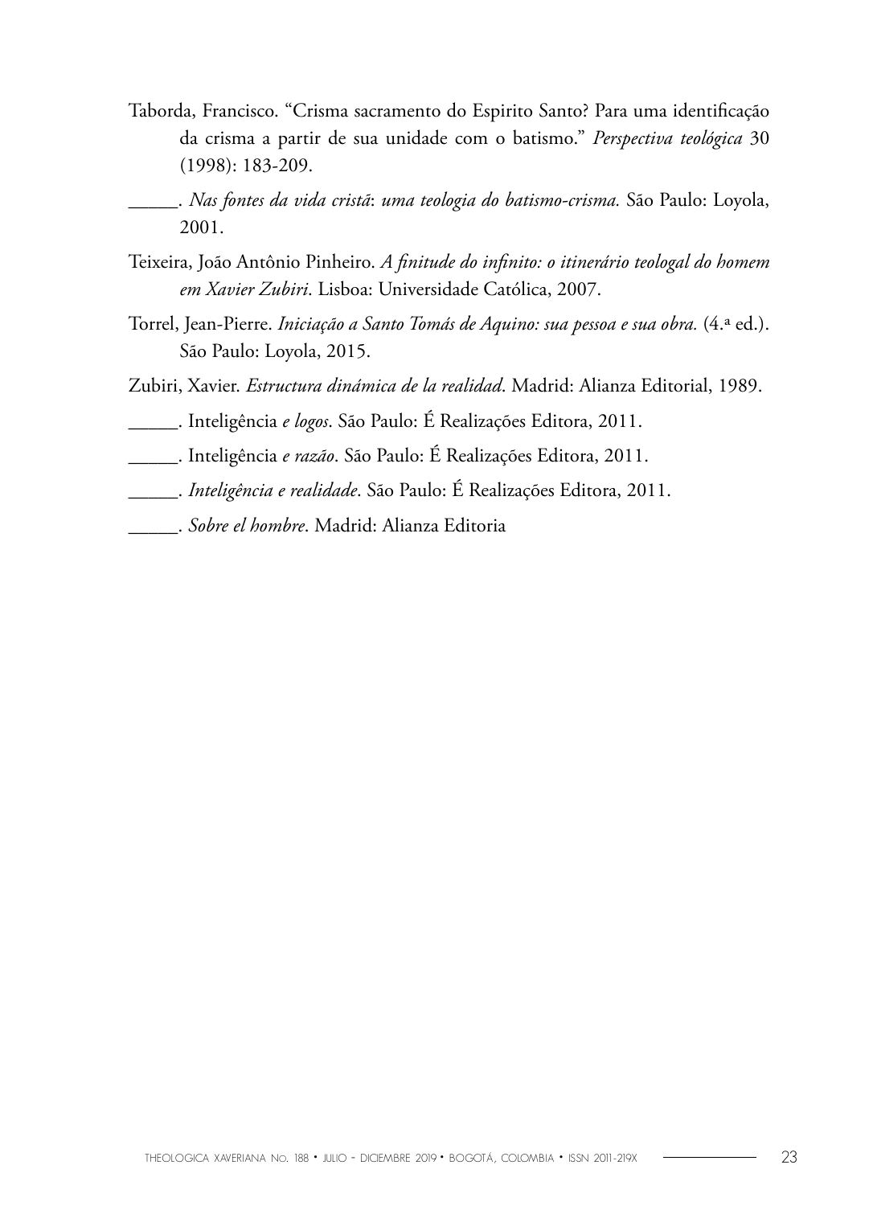Taborda, Francisco. “Crisma sacramento do Espirito Santo? Para uma identificação da crisma a partir de sua unidade com o batismo.” *Perspectiva teológica* 30 (1998): 183-209.

_____. *Nas fontes da vida cristã*: *uma teologia do batismo-crisma.* São Paulo: Loyola, 2001.

Teixeira, João Antônio Pinheiro. *A finitude do infinito: o itinerário teologal do homem em Xavier Zubiri*. Lisboa: Universidade Católica, 2007.

Torrel, Jean-Pierre. *Iniciação a Santo Tomás de Aquino: sua pessoa e sua obra.* (4.ª ed.). São Paulo: Loyola, 2015.

Zubiri, Xavier. *Estructura dinámica de la realidad*. Madrid: Alianza Editorial, 1989.

_____. Inteligência *e logos*. São Paulo: É Realizações Editora, 2011.

_____. Inteligência *e razão*. São Paulo: É Realizações Editora, 2011.

_____. *Inteligência e realidade*. São Paulo: É Realizações Editora, 2011.

_____. *Sobre el hombre*. Madrid: Alianza Editoria